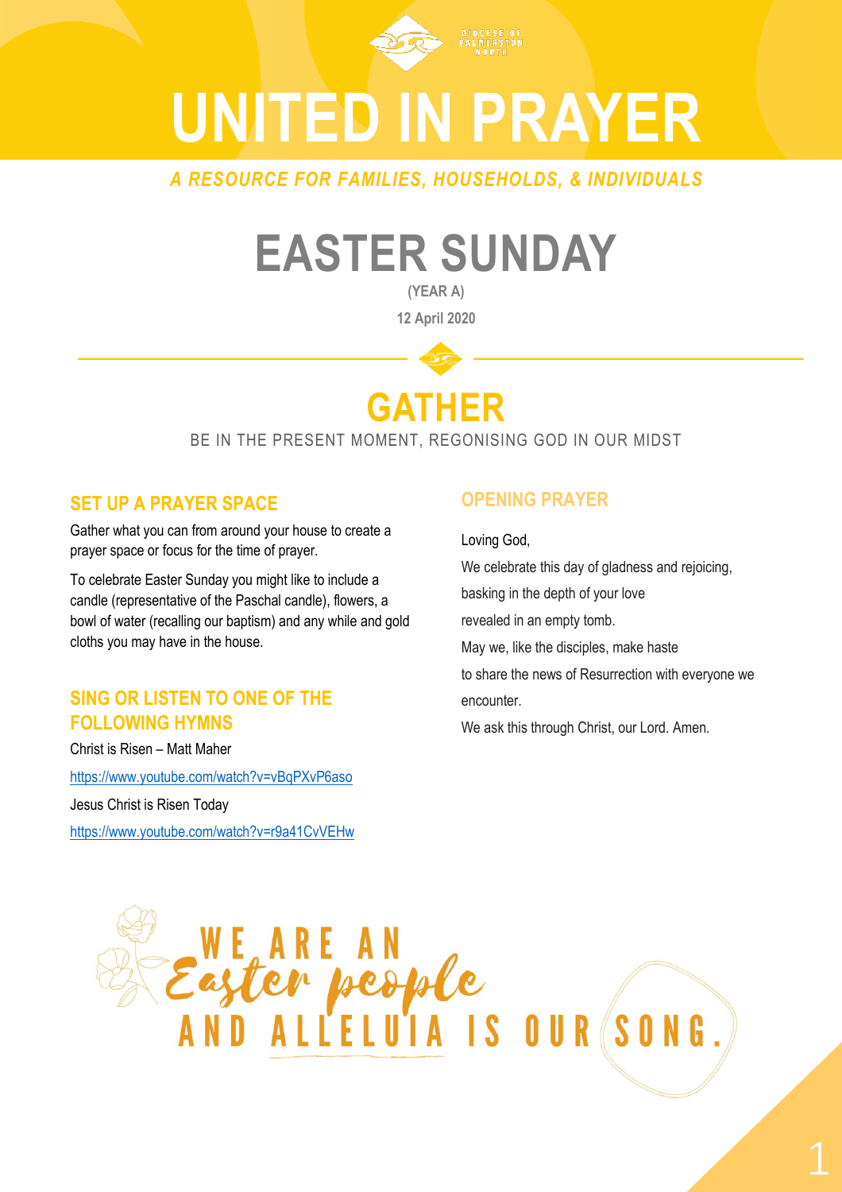DIOCESE OF PALMERSTON NORTH

# UNITED IN PRAYER

*A RESOURCE FOR FAMILIES, HOUSEHOLDS, & INDIVIDUALS*

# EASTER SUNDAY

**(YEAR A)**

**12 April 2020**

## GATHER

BE IN THE PRESENT MOMENT, REGONISING GOD IN OUR MIDST

### SET UP A PRAYER SPACE

Gather what you can from around your house to create a prayer space or focus for the time of prayer.

To celebrate Easter Sunday you might like to include a candle (representative of the Paschal candle), flowers, a bowl of water (recalling our baptism) and any while and gold cloths you may have in the house.

### SING OR LISTEN TO ONE OF THE FOLLOWING HYMNS

Christ is Risen – Matt Maher

https://www.youtube.com/watch?v=vBqPXvP6aso

Jesus Christ is Risen Today

https://www.youtube.com/watch?v=r9a41CvVEHw

### OPENING PRAYER

Loving God,

We celebrate this day of gladness and rejoicing,

basking in the depth of your love

revealed in an empty tomb.

May we, like the disciples, make haste

to share the news of Resurrection with everyone we encounter.

We ask this through Christ, our Lord. Amen.

WE ARE AN *Easter people* AND ALLELUIA IS OUR SONG.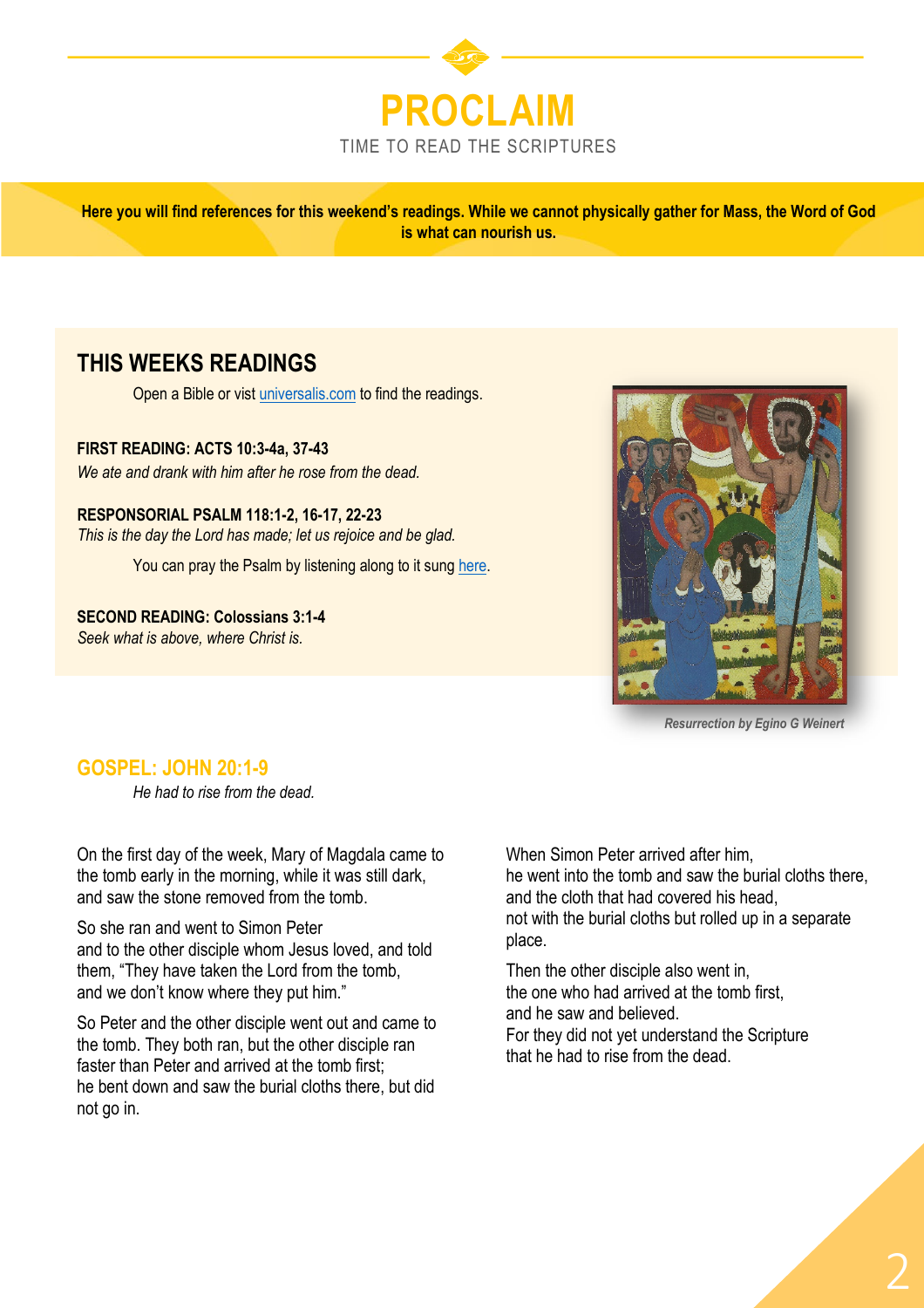# PROCLAIM

TIME TO READ THE SCRIPTURES

**Here you will find references for this weekend's readings. While we cannot physically gather for Mass, the Word of God is what can nourish us.**

## THIS WEEKS READINGS

Open a Bible or vist universalis.com to find the readings.

**FIRST READING: ACTS 10:3-4a, 37-43**
*We ate and drank with him after he rose from the dead.*

**RESPONSORIAL PSALM 118:1-2, 16-17, 22-23**
*This is the day the Lord has made; let us rejoice and be glad.*

You can pray the Psalm by listening along to it sung here.

**SECOND READING: Colossians 3:1-4**
*Seek what is above, where Christ is.*

*Resurrection by Egino G Weinert*

## GOSPEL: JOHN 20:1-9

*He had to rise from the dead.*

On the first day of the week, Mary of Magdala came to the tomb early in the morning, while it was still dark, and saw the stone removed from the tomb.

So she ran and went to Simon Peter
and to the other disciple whom Jesus loved, and told them, "They have taken the Lord from the tomb,
and we don't know where they put him."

So Peter and the other disciple went out and came to the tomb. They both ran, but the other disciple ran faster than Peter and arrived at the tomb first;
he bent down and saw the burial cloths there, but did not go in.

When Simon Peter arrived after him,
he went into the tomb and saw the burial cloths there,
and the cloth that had covered his head,
not with the burial cloths but rolled up in a separate place.

Then the other disciple also went in,
the one who had arrived at the tomb first,
and he saw and believed.
For they did not yet understand the Scripture
that he had to rise from the dead.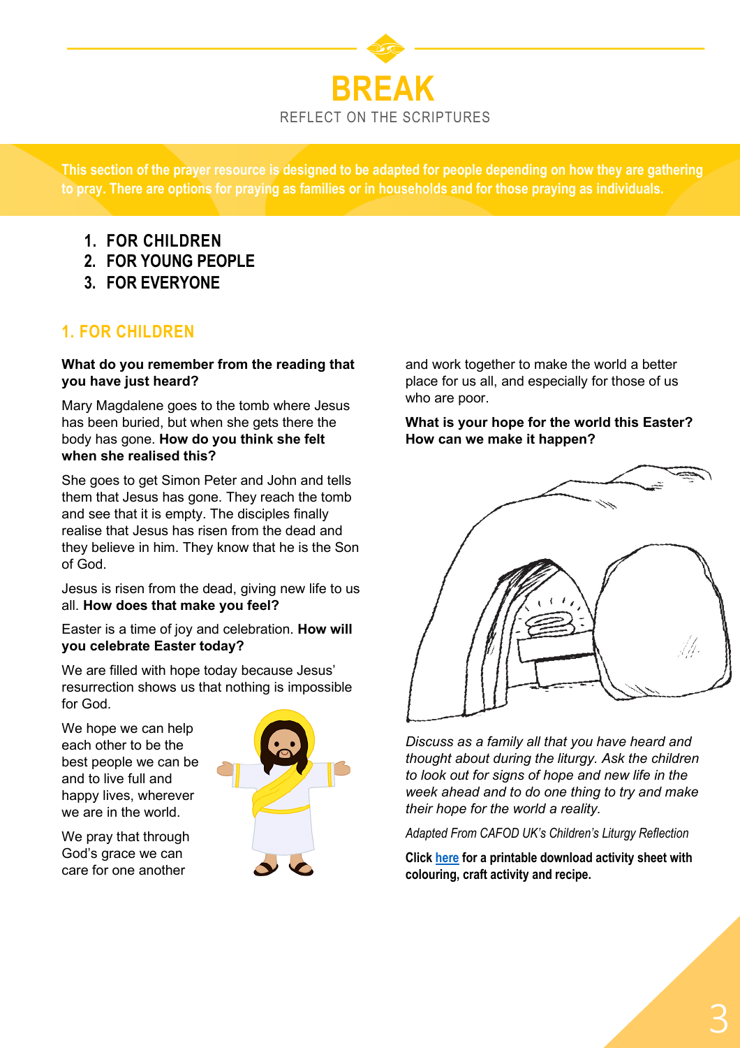# BREAK

REFLECT ON THE SCRIPTURES

**This section of the prayer resource is designed to be adapted for people depending on how they are gathering to pray. There are options for praying as families or in households and for those praying as individuals.**

1. **FOR CHILDREN**
2. **FOR YOUNG PEOPLE**
3. **FOR EVERYONE**

## 1. FOR CHILDREN

**What do you remember from the reading that you have just heard?**

Mary Magdalene goes to the tomb where Jesus has been buried, but when she gets there the body has gone. **How do you think she felt when she realised this?**

She goes to get Simon Peter and John and tells them that Jesus has gone. They reach the tomb and see that it is empty. The disciples finally realise that Jesus has risen from the dead and they believe in him. They know that he is the Son of God.

Jesus is risen from the dead, giving new life to us all. **How does that make you feel?**

Easter is a time of joy and celebration. **How will you celebrate Easter today?**

We are filled with hope today because Jesus' resurrection shows us that nothing is impossible for God.

We hope we can help each other to be the best people we can be and to live full and happy lives, wherever we are in the world.

We pray that through God's grace we can care for one another and work together to make the world a better place for us all, and especially for those of us who are poor.

**What is your hope for the world this Easter? How can we make it happen?**

*Discuss as a family all that you have heard and thought about during the liturgy. Ask the children to look out for signs of hope and new life in the week ahead and to do one thing to try and make their hope for the world a reality.*

*Adapted From CAFOD UK's Children's Liturgy Reflection*

**Click here for a printable download activity sheet with colouring, craft activity and recipe.**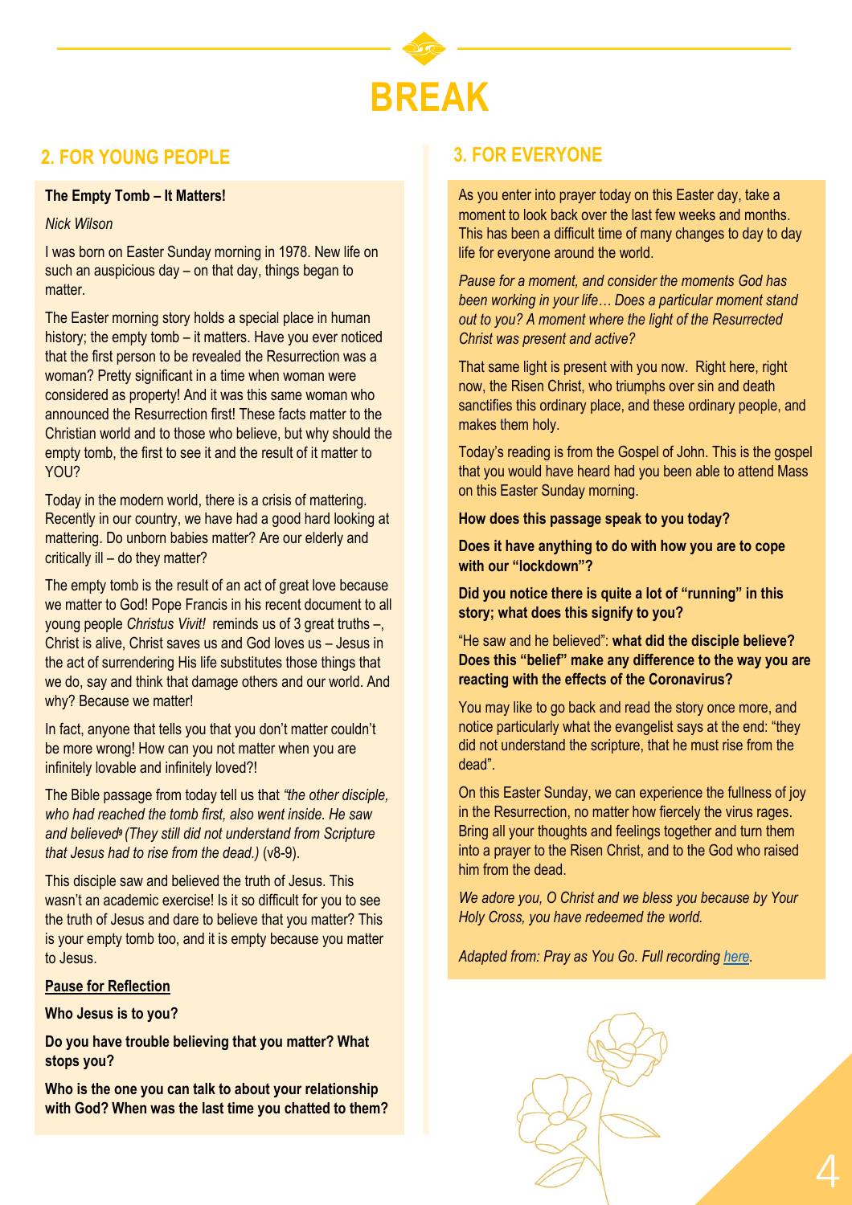# BREAK

## 2. FOR YOUNG PEOPLE

**The Empty Tomb – It Matters!**

*Nick Wilson*

I was born on Easter Sunday morning in 1978. New life on such an auspicious day – on that day, things began to matter.

The Easter morning story holds a special place in human history; the empty tomb – it matters. Have you ever noticed that the first person to be revealed the Resurrection was a woman? Pretty significant in a time when woman were considered as property! And it was this same woman who announced the Resurrection first! These facts matter to the Christian world and to those who believe, but why should the empty tomb, the first to see it and the result of it matter to YOU?

Today in the modern world, there is a crisis of mattering. Recently in our country, we have had a good hard looking at mattering. Do unborn babies matter? Are our elderly and critically ill – do they matter?

The empty tomb is the result of an act of great love because we matter to God! Pope Francis in his recent document to all young people *Christus Vivit!* reminds us of 3 great truths –, Christ is alive, Christ saves us and God loves us – Jesus in the act of surrendering His life substitutes those things that we do, say and think that damage others and our world. And why? Because we matter!

In fact, anyone that tells you that you don't matter couldn't be more wrong! How can you not matter when you are infinitely lovable and infinitely loved?!

The Bible passage from today tell us that *"the other disciple, who had reached the tomb first, also went inside. He saw and believed[9] (They still did not understand from Scripture that Jesus had to rise from the dead.)* (v8-9).

This disciple saw and believed the truth of Jesus. This wasn't an academic exercise! Is it so difficult for you to see the truth of Jesus and dare to believe that you matter? This is your empty tomb too, and it is empty because you matter to Jesus.

**Pause for Reflection**

**Who Jesus is to you?**

**Do you have trouble believing that you matter? What stops you?**

**Who is the one you can talk to about your relationship with God? When was the last time you chatted to them?**

## 3. FOR EVERYONE

As you enter into prayer today on this Easter day, take a moment to look back over the last few weeks and months. This has been a difficult time of many changes to day to day life for everyone around the world.

*Pause for a moment, and consider the moments God has been working in your life… Does a particular moment stand out to you? A moment where the light of the Resurrected Christ was present and active?*

That same light is present with you now. Right here, right now, the Risen Christ, who triumphs over sin and death sanctifies this ordinary place, and these ordinary people, and makes them holy.

Today's reading is from the Gospel of John. This is the gospel that you would have heard had you been able to attend Mass on this Easter Sunday morning.

**How does this passage speak to you today?**

**Does it have anything to do with how you are to cope with our "lockdown"?**

**Did you notice there is quite a lot of "running" in this story; what does this signify to you?**

"He saw and he believed": **what did the disciple believe? Does this "belief" make any difference to the way you are reacting with the effects of the Coronavirus?**

You may like to go back and read the story once more, and notice particularly what the evangelist says at the end: "they did not understand the scripture, that he must rise from the dead".

On this Easter Sunday, we can experience the fullness of joy in the Resurrection, no matter how fiercely the virus rages. Bring all your thoughts and feelings together and turn them into a prayer to the Risen Christ, and to the God who raised him from the dead.

*We adore you, O Christ and we bless you because by Your Holy Cross, you have redeemed the world.*

*Adapted from: Pray as You Go. Full recording here.*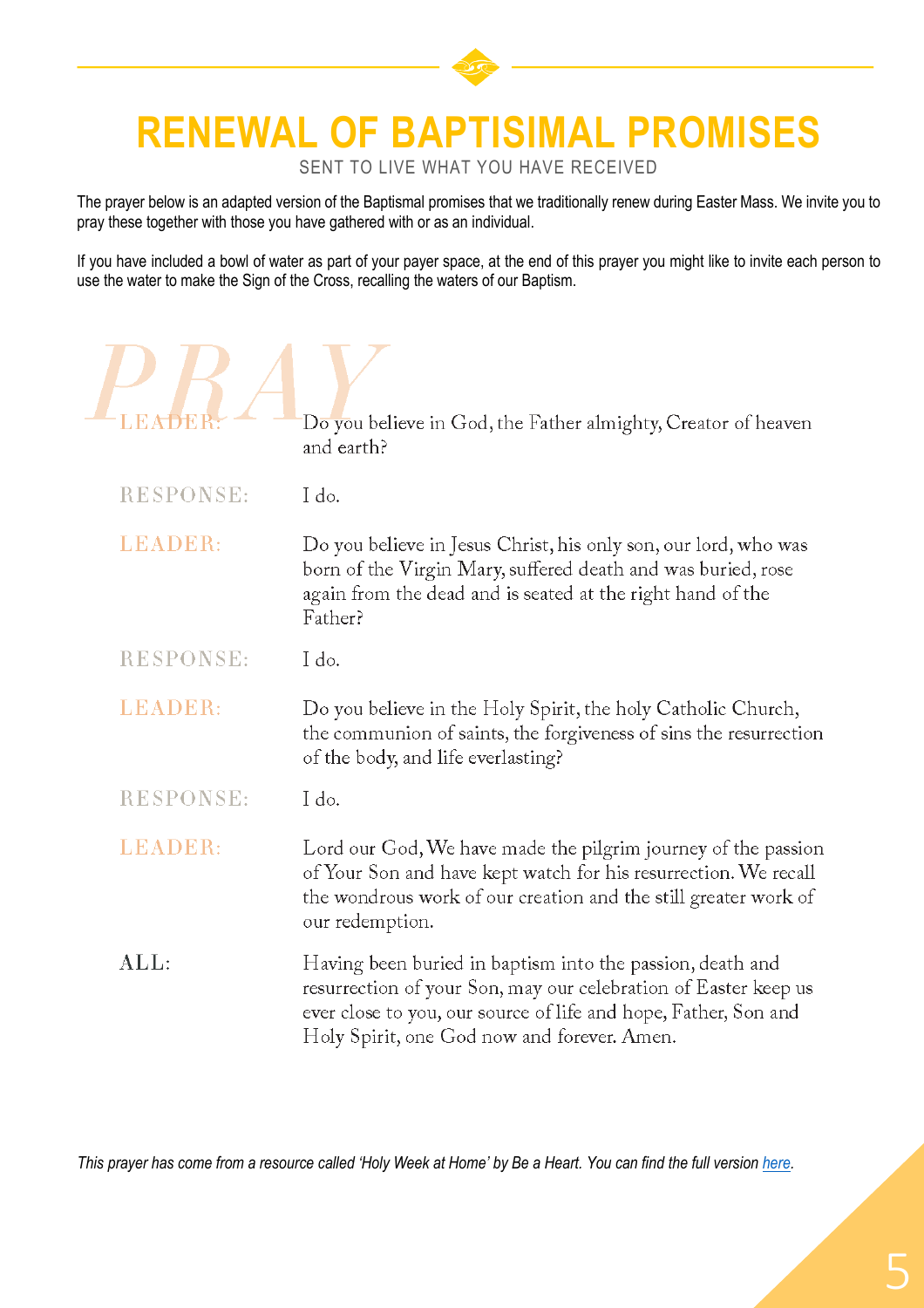# RENEWAL OF BAPTISIMAL PROMISES

SENT TO LIVE WHAT YOU HAVE RECEIVED

The prayer below is an adapted version of the Baptismal promises that we traditionally renew during Easter Mass. We invite you to pray these together with those you have gathered with or as an individual.

If you have included a bowl of water as part of your payer space, at the end of this prayer you might like to invite each person to use the water to make the Sign of the Cross, recalling the waters of our Baptism.

## PRAY

**LEADER:** Do you believe in God, the Father almighty, Creator of heaven and earth?

**RESPONSE:** I do.

**LEADER:** Do you believe in Jesus Christ, his only son, our lord, who was born of the Virgin Mary, suffered death and was buried, rose again from the dead and is seated at the right hand of the Father?

**RESPONSE:** I do.

**LEADER:** Do you believe in the Holy Spirit, the holy Catholic Church, the communion of saints, the forgiveness of sins the resurrection of the body, and life everlasting?

**RESPONSE:** I do.

**LEADER:** Lord our God, We have made the pilgrim journey of the passion of Your Son and have kept watch for his resurrection. We recall the wondrous work of our creation and the still greater work of our redemption.

**ALL:** Having been buried in baptism into the passion, death and resurrection of your Son, may our celebration of Easter keep us ever close to you, our source of life and hope, Father, Son and Holy Spirit, one God now and forever. Amen.

*This prayer has come from a resource called 'Holy Week at Home' by Be a Heart. You can find the full version here.*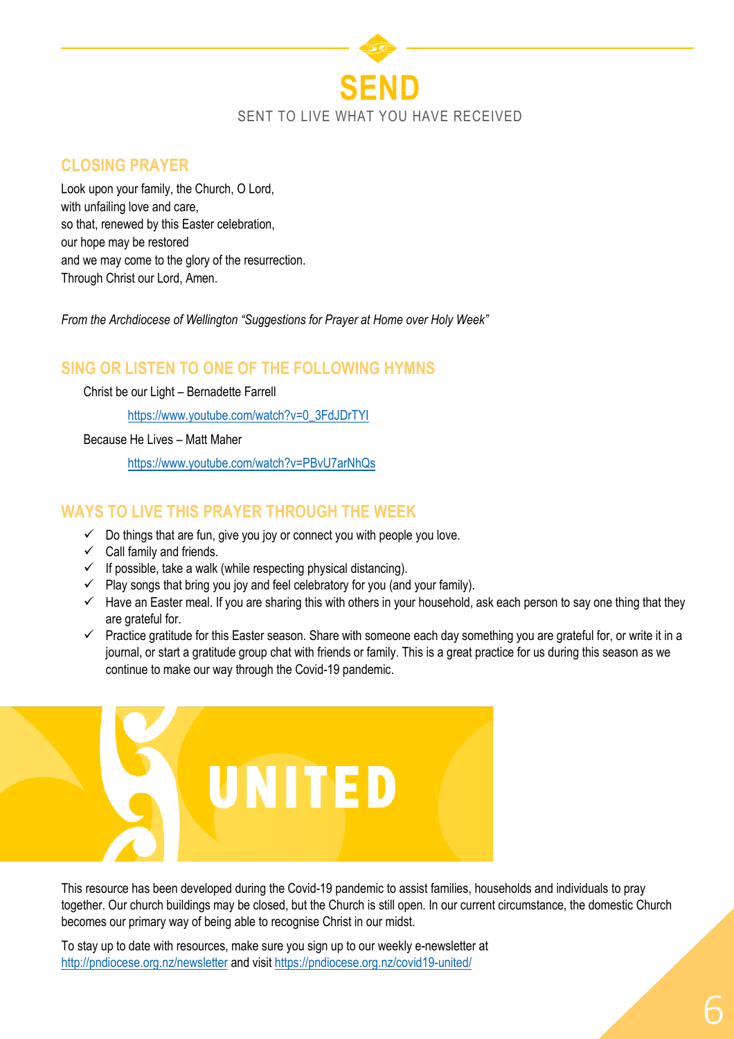# SEND

SENT TO LIVE WHAT YOU HAVE RECEIVED

## CLOSING PRAYER

Look upon your family, the Church, O Lord,
with unfailing love and care,
so that, renewed by this Easter celebration,
our hope may be restored
and we may come to the glory of the resurrection.
Through Christ our Lord, Amen.

*From the Archdiocese of Wellington "Suggestions for Prayer at Home over Holy Week"*

## SING OR LISTEN TO ONE OF THE FOLLOWING HYMNS

Christ be our Light – Bernadette Farrell

https://www.youtube.com/watch?v=0_3FdJDrTYI

Because He Lives – Matt Maher

https://www.youtube.com/watch?v=PBvU7arNhQs

## WAYS TO LIVE THIS PRAYER THROUGH THE WEEK

- ✓ Do things that are fun, give you joy or connect you with people you love.
- ✓ Call family and friends.
- ✓ If possible, take a walk (while respecting physical distancing).
- ✓ Play songs that bring you joy and feel celebratory for you (and your family).
- ✓ Have an Easter meal. If you are sharing this with others in your household, ask each person to say one thing that they are grateful for.
- ✓ Practice gratitude for this Easter season. Share with someone each day something you are grateful for, or write it in a journal, or start a gratitude group chat with friends or family. This is a great practice for us during this season as we continue to make our way through the Covid-19 pandemic.

UNITED

This resource has been developed during the Covid-19 pandemic to assist families, households and individuals to pray together. Our church buildings may be closed, but the Church is still open. In our current circumstance, the domestic Church becomes our primary way of being able to recognise Christ in our midst.

To stay up to date with resources, make sure you sign up to our weekly e-newsletter at http://pndiocese.org.nz/newsletter and visit https://pndiocese.org.nz/covid19-united/